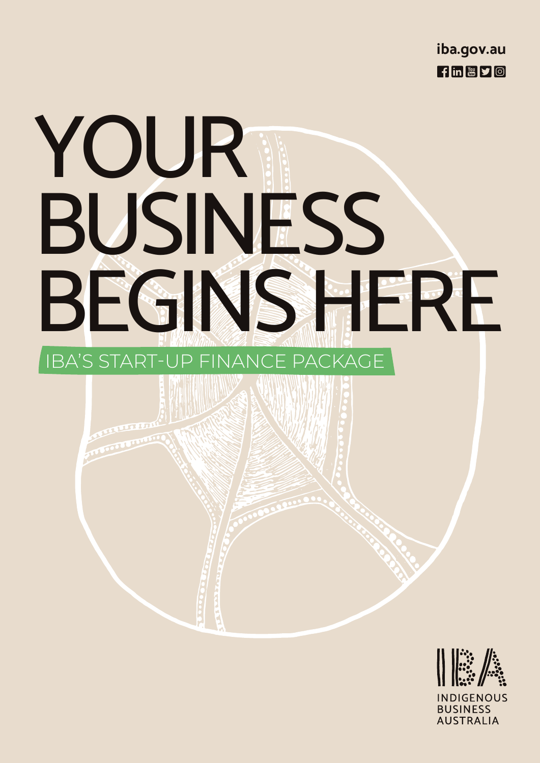iba.gov.au

# YOUR BUSINESS BEGINS HERE

## IBA'S START-UP FINANCE PACKAGE

INDIGENOUS BUSINESS AUSTRALIA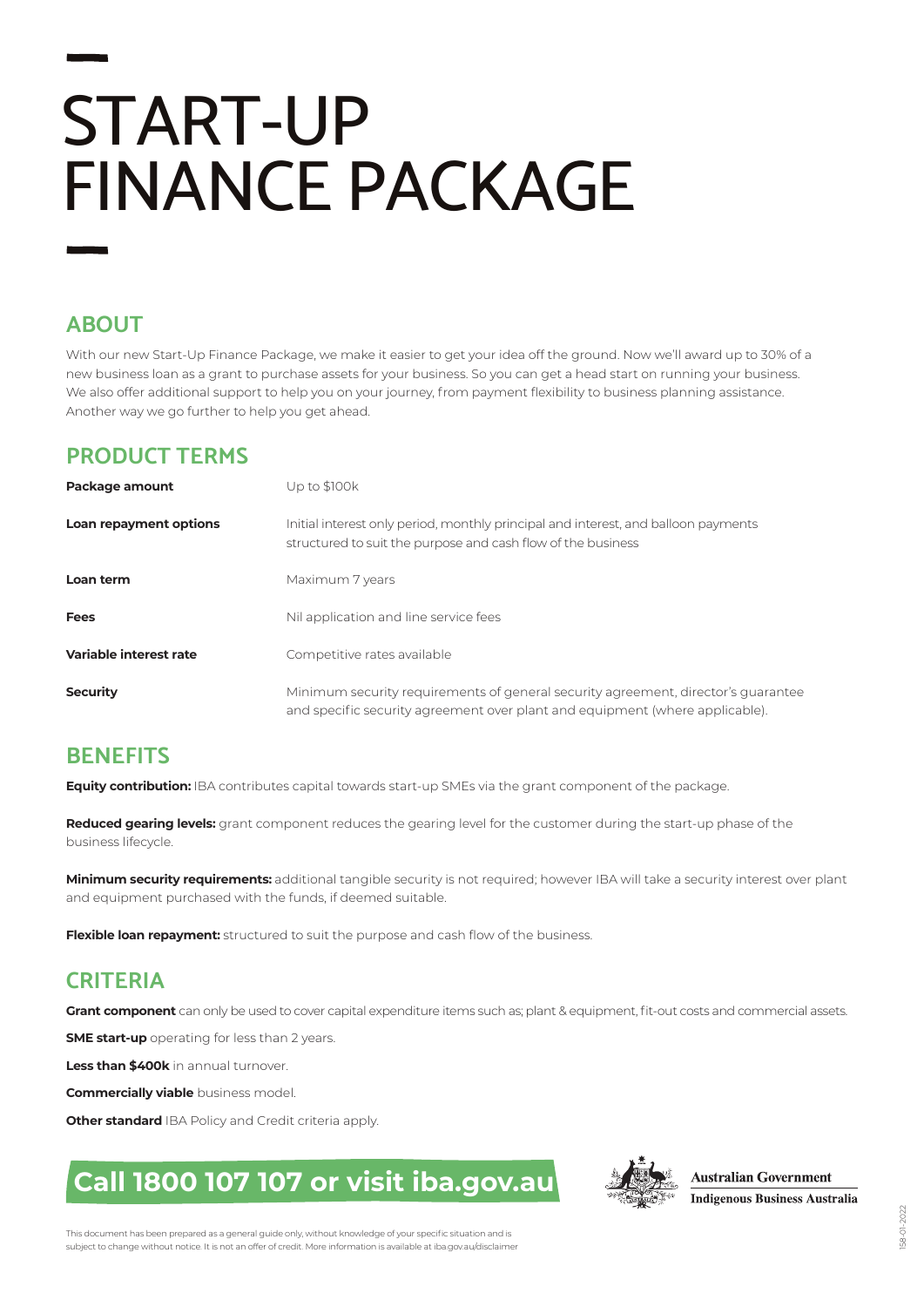# START-UP FINANCE PACKAGE

## ABOUT

With our new Start-Up Finance Package, we make it easier to get your idea off the ground. Now we'll award up to 30% of a new business loan as a grant to purchase assets for your business. So you can get a head start on running your business. We also offer additional support to help you on your journey, from payment flexibility to business planning assistance. Another way we go further to help you get ahead.

## PRODUCT TERMS

| | |
|---|---|
| **Package amount** | Up to $100k |
| **Loan repayment options** | Initial interest only period, monthly principal and interest, and balloon payments structured to suit the purpose and cash flow of the business |
| **Loan term** | Maximum 7 years |
| **Fees** | Nil application and line service fees |
| **Variable interest rate** | Competitive rates available |
| **Security** | Minimum security requirements of general security agreement, director's guarantee and specific security agreement over plant and equipment (where applicable). |

## BENEFITS

**Equity contribution:** IBA contributes capital towards start-up SMEs via the grant component of the package.

**Reduced gearing levels:** grant component reduces the gearing level for the customer during the start-up phase of the business lifecycle.

**Minimum security requirements:** additional tangible security is not required; however IBA will take a security interest over plant and equipment purchased with the funds, if deemed suitable.

**Flexible loan repayment:** structured to suit the purpose and cash flow of the business.

## CRITERIA

**Grant component** can only be used to cover capital expenditure items such as; plant & equipment, fit-out costs and commercial assets.

**SME start-up** operating for less than 2 years.

**Less than $400k** in annual turnover.

**Commercially viable** business model.

**Other standard** IBA Policy and Credit criteria apply.

## Call 1800 107 107 or visit iba.gov.au

Australian Government
Indigenous Business Australia

This document has been prepared as a general guide only, without knowledge of your specific situation and is subject to change without notice. It is not an offer of credit. More information is available at iba.gov.au/disclaimer

158-01-2022